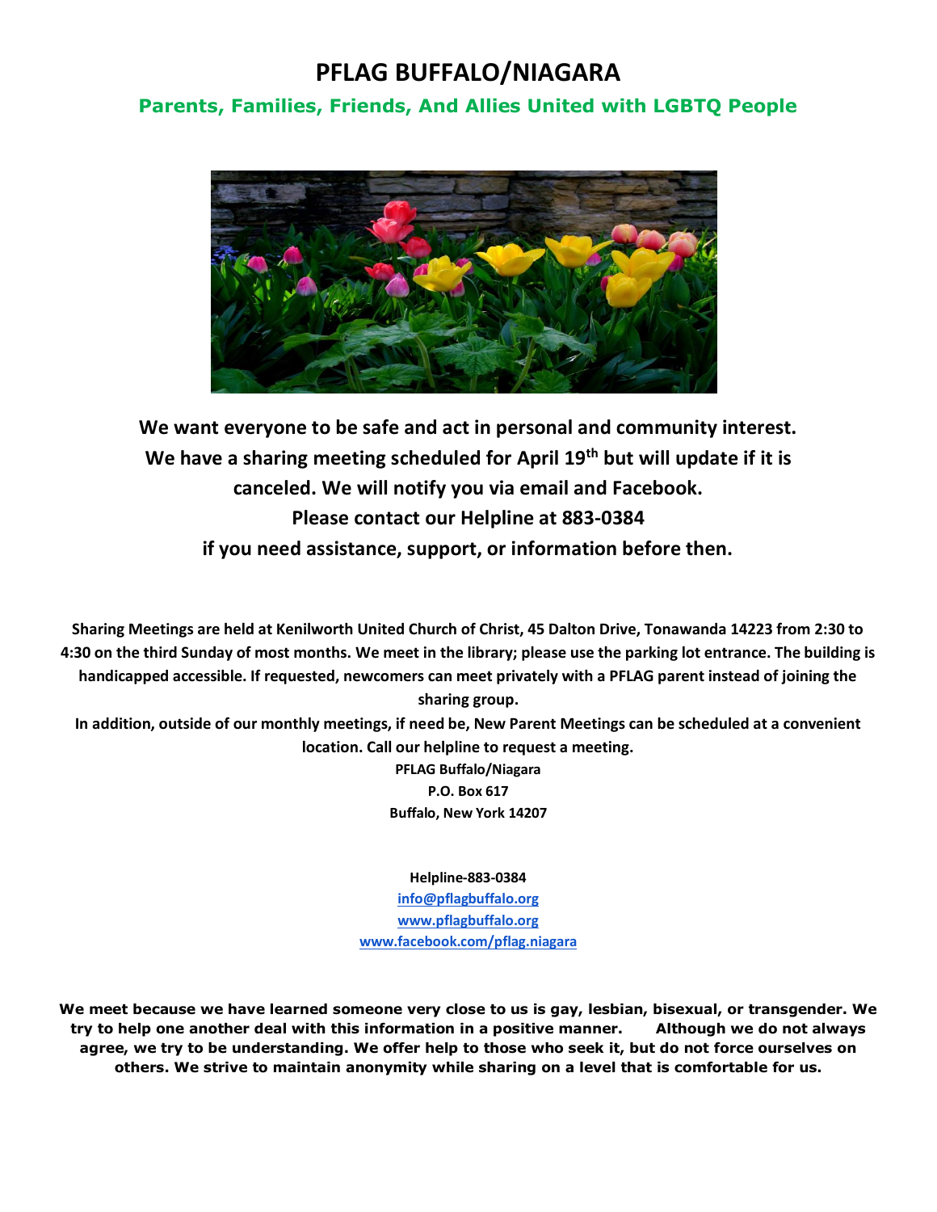# PFLAG BUFFALO/NIAGARA

## Parents, Families, Friends, And Allies United with LGBTQ People

**We want everyone to be safe and act in personal and community interest. We have a sharing meeting scheduled for April 19th but will update if it is canceled. We will notify you via email and Facebook.**

**Please contact our Helpline at 883-0384**

**if you need assistance, support, or information before then.**

**Sharing Meetings are held at Kenilworth United Church of Christ, 45 Dalton Drive, Tonawanda 14223 from 2:30 to 4:30 on the third Sunday of most months. We meet in the library; please use the parking lot entrance. The building is handicapped accessible. If requested, newcomers can meet privately with a PFLAG parent instead of joining the sharing group.**

**In addition, outside of our monthly meetings, if need be, New Parent Meetings can be scheduled at a convenient location. Call our helpline to request a meeting.**

**PFLAG Buffalo/Niagara**
**P.O. Box 617**
**Buffalo, New York 14207**

**Helpline-883-0384**
[info@pflagbuffalo.org](mailto:info@pflagbuffalo.org)
[www.pflagbuffalo.org](http://www.pflagbuffalo.org)
[www.facebook.com/pflag.niagara](http://www.facebook.com/pflag.niagara)

**We meet because we have learned someone very close to us is gay, lesbian, bisexual, or transgender. We try to help one another deal with this information in a positive manner. Although we do not always agree, we try to be understanding. We offer help to those who seek it, but do not force ourselves on others. We strive to maintain anonymity while sharing on a level that is comfortable for us.**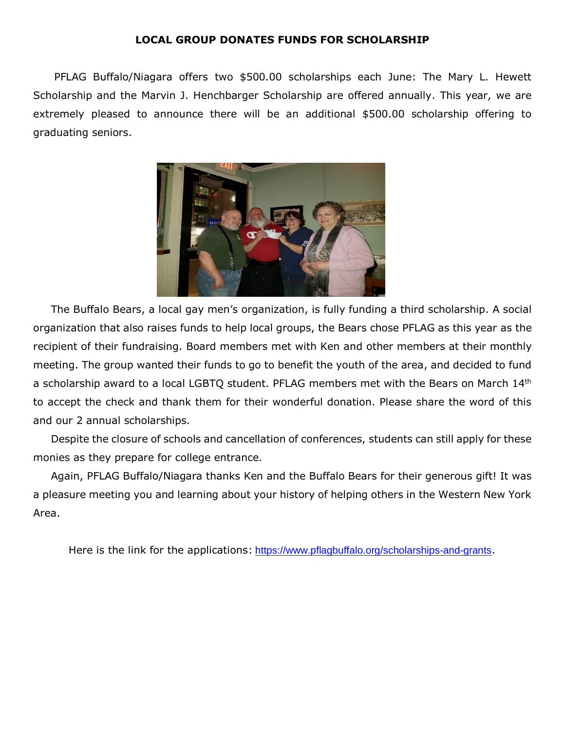**LOCAL GROUP DONATES FUNDS FOR SCHOLARSHIP**

PFLAG Buffalo/Niagara offers two $500.00 scholarships each June: The Mary L. Hewett Scholarship and the Marvin J. Henchbarger Scholarship are offered annually. This year, we are extremely pleased to announce there will be an additional $500.00 scholarship offering to graduating seniors.

The Buffalo Bears, a local gay men's organization, is fully funding a third scholarship. A social organization that also raises funds to help local groups, the Bears chose PFLAG as this year as the recipient of their fundraising. Board members met with Ken and other members at their monthly meeting. The group wanted their funds to go to benefit the youth of the area, and decided to fund a scholarship award to a local LGBTQ student. PFLAG members met with the Bears on March 14th to accept the check and thank them for their wonderful donation. Please share the word of this and our 2 annual scholarships.

Despite the closure of schools and cancellation of conferences, students can still apply for these monies as they prepare for college entrance.

Again, PFLAG Buffalo/Niagara thanks Ken and the Buffalo Bears for their generous gift! It was a pleasure meeting you and learning about your history of helping others in the Western New York Area.

Here is the link for the applications: https://www.pflagbuffalo.org/scholarships-and-grants.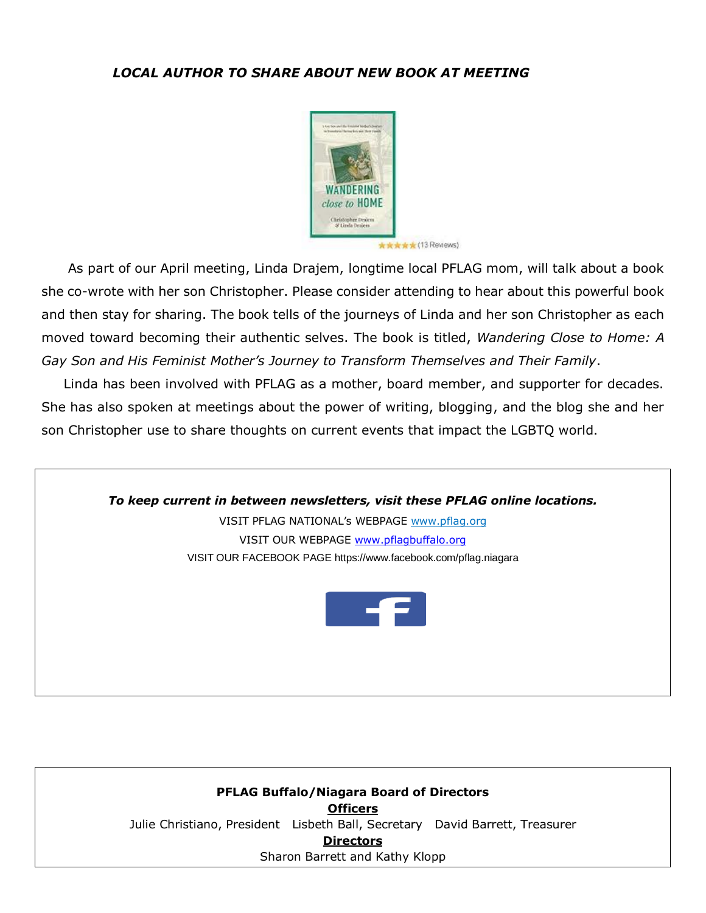***LOCAL AUTHOR TO SHARE ABOUT NEW BOOK AT MEETING***

As part of our April meeting, Linda Drajem, longtime local PFLAG mom, will talk about a book she co-wrote with her son Christopher. Please consider attending to hear about this powerful book and then stay for sharing. The book tells of the journeys of Linda and her son Christopher as each moved toward becoming their authentic selves. The book is titled, *Wandering Close to Home: A Gay Son and His Feminist Mother's Journey to Transform Themselves and Their Family*.

Linda has been involved with PFLAG as a mother, board member, and supporter for decades. She has also spoken at meetings about the power of writing, blogging, and the blog she and her son Christopher use to share thoughts on current events that impact the LGBTQ world.

***To keep current in between newsletters, visit these PFLAG online locations.***

VISIT PFLAG NATIONAL's WEBPAGE www.pflag.org

VISIT OUR WEBPAGE www.pflagbuffalo.org

VISIT OUR FACEBOOK PAGE https://www.facebook.com/pflag.niagara

**PFLAG Buffalo/Niagara Board of Directors**

**Officers**

Julie Christiano, President  Lisbeth Ball, Secretary  David Barrett, Treasurer

**Directors**

Sharon Barrett and Kathy Klopp